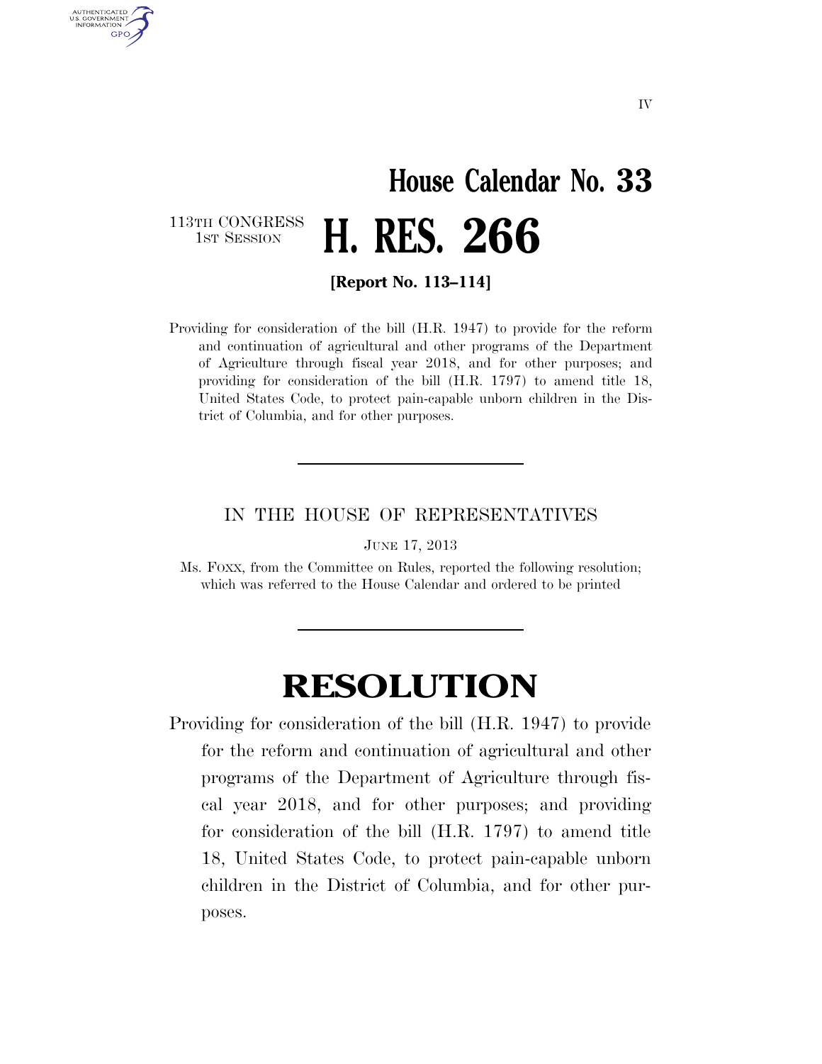# House Calendar No. 33

113TH CONGRESS
1ST SESSION

# H. RES. 266

**[Report No. 113–114]**

Providing for consideration of the bill (H.R. 1947) to provide for the reform and continuation of agricultural and other programs of the Department of Agriculture through fiscal year 2018, and for other purposes; and providing for consideration of the bill (H.R. 1797) to amend title 18, United States Code, to protect pain-capable unborn children in the District of Columbia, and for other purposes.

---

IN THE HOUSE OF REPRESENTATIVES

JUNE 17, 2013

Ms. FOXX, from the Committee on Rules, reported the following resolution; which was referred to the House Calendar and ordered to be printed

---

# RESOLUTION

Providing for consideration of the bill (H.R. 1947) to provide for the reform and continuation of agricultural and other programs of the Department of Agriculture through fiscal year 2018, and for other purposes; and providing for consideration of the bill (H.R. 1797) to amend title 18, United States Code, to protect pain-capable unborn children in the District of Columbia, and for other purposes.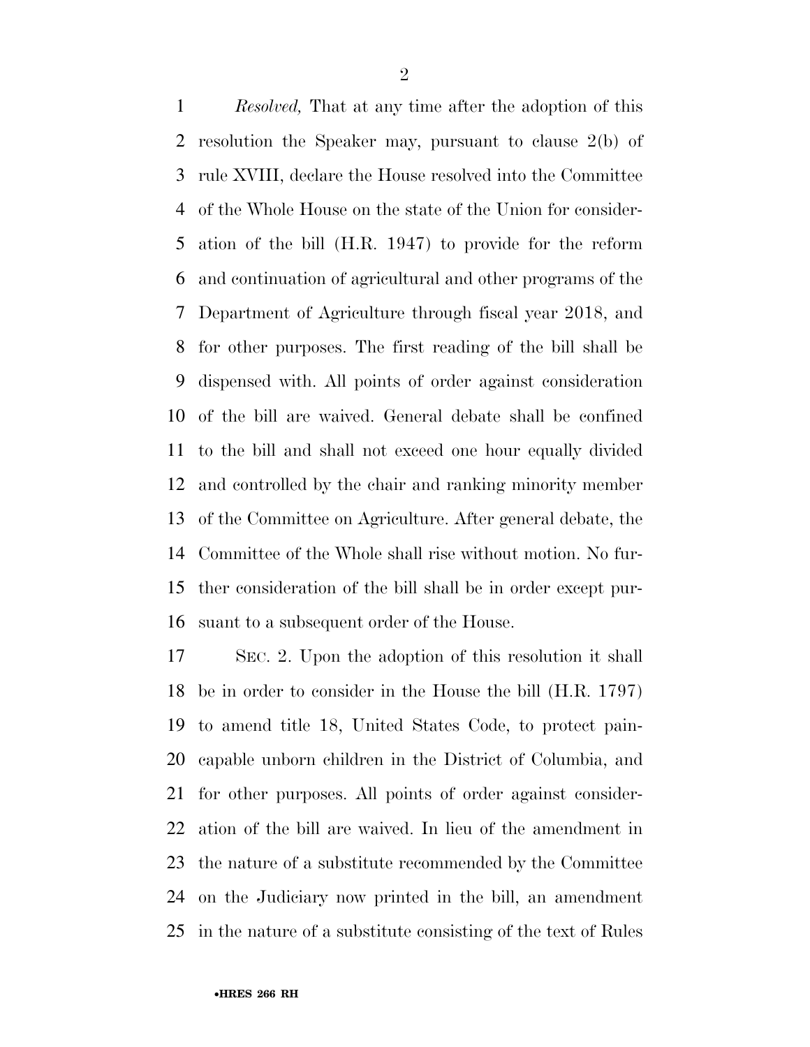*Resolved,* That at any time after the adoption of this resolution the Speaker may, pursuant to clause 2(b) of rule XVIII, declare the House resolved into the Committee of the Whole House on the state of the Union for consideration of the bill (H.R. 1947) to provide for the reform and continuation of agricultural and other programs of the Department of Agriculture through fiscal year 2018, and for other purposes. The first reading of the bill shall be dispensed with. All points of order against consideration of the bill are waived. General debate shall be confined to the bill and shall not exceed one hour equally divided and controlled by the chair and ranking minority member of the Committee on Agriculture. After general debate, the Committee of the Whole shall rise without motion. No further consideration of the bill shall be in order except pursuant to a subsequent order of the House.

SEC. 2. Upon the adoption of this resolution it shall be in order to consider in the House the bill (H.R. 1797) to amend title 18, United States Code, to protect pain-capable unborn children in the District of Columbia, and for other purposes. All points of order against consideration of the bill are waived. In lieu of the amendment in the nature of a substitute recommended by the Committee on the Judiciary now printed in the bill, an amendment in the nature of a substitute consisting of the text of Rules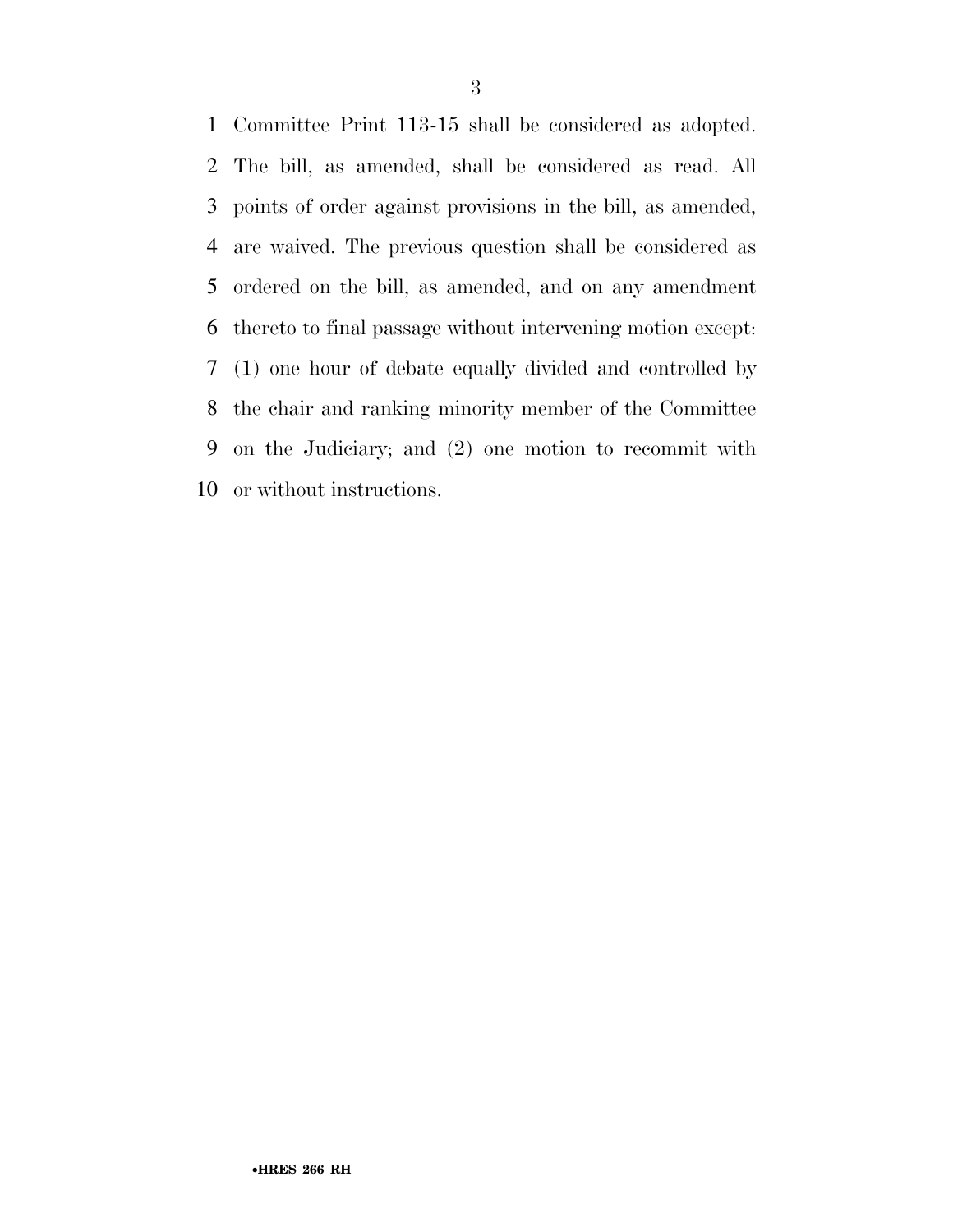Committee Print 113-15 shall be considered as adopted. The bill, as amended, shall be considered as read. All points of order against provisions in the bill, as amended, are waived. The previous question shall be considered as ordered on the bill, as amended, and on any amendment thereto to final passage without intervening motion except: (1) one hour of debate equally divided and controlled by the chair and ranking minority member of the Committee on the Judiciary; and (2) one motion to recommit with or without instructions.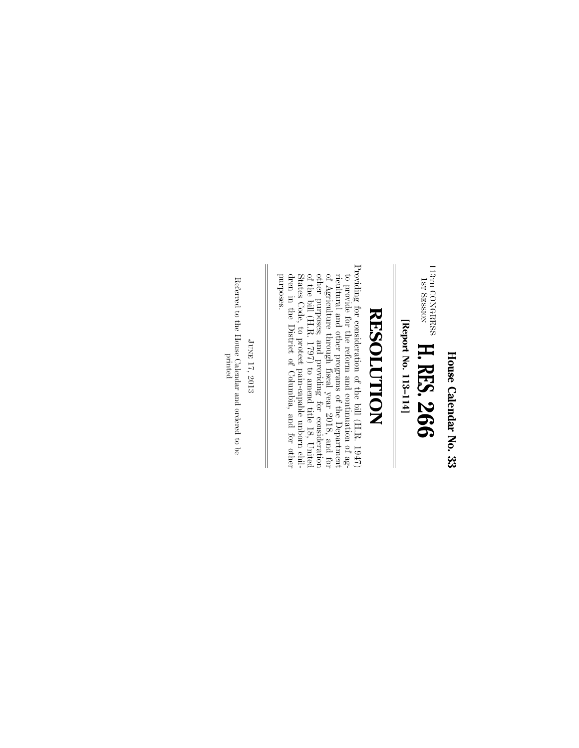House Calendar No. 33

113TH CONGRESS
1ST SESSION

# H. RES. 266

**[Report No. 113–114]**

# RESOLUTION

Providing for consideration of the bill (H.R. 1947) to provide for the reform and continuation of agricultural and other programs of the Department of Agriculture through fiscal year 2018, and for other purposes; and providing for consideration of the bill (H.R. 1797) to amend title 18, United States Code, to protect pain-capable unborn children in the District of Columbia, and for other purposes.

JUNE 17, 2013

Referred to the House Calendar and ordered to be printed